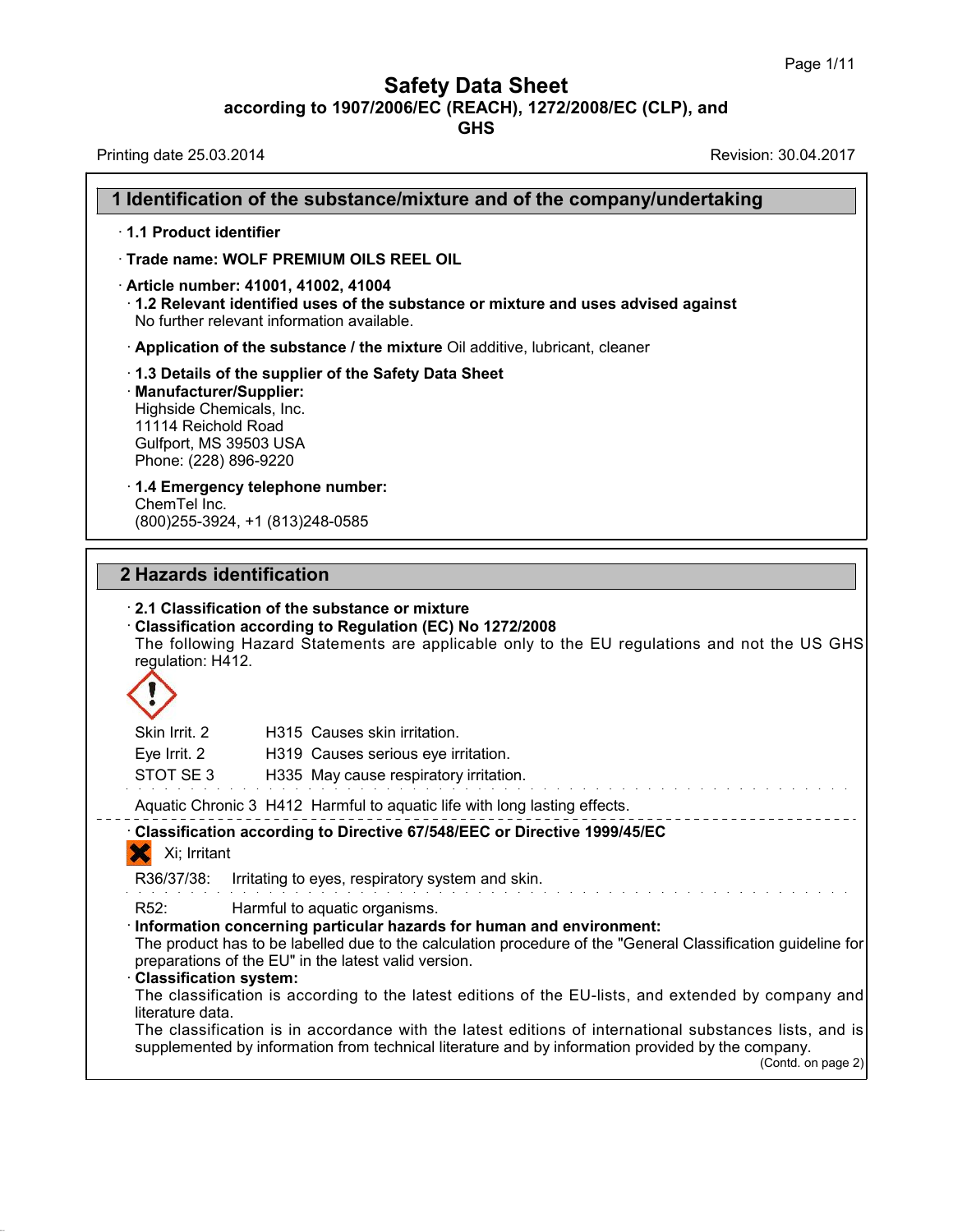# Safety Data Sheet

**according to 1907/2006/EC (REACH), 1272/2008/EC (CLP), and GHS**

Printing date 25.03.2014 Revision: 30.04.2017

## 1 Identification of the substance/mixture and of the company/undertaking

· **1.1 Product identifier**

· **Trade name: WOLF PREMIUM OILS REEL OIL**

· **Article number: 41001, 41002, 41004**

· **1.2 Relevant identified uses of the substance or mixture and uses advised against**
No further relevant information available.

· **Application of the substance / the mixture** Oil additive, lubricant, cleaner

· **1.3 Details of the supplier of the Safety Data Sheet**

· **Manufacturer/Supplier:**
Highside Chemicals, Inc.
11114 Reichold Road
Gulfport, MS 39503 USA
Phone: (228) 896-9220

· **1.4 Emergency telephone number:**
ChemTel Inc.
(800)255-3924, +1 (813)248-0585

## 2 Hazards identification

· **2.1 Classification of the substance or mixture**

· **Classification according to Regulation (EC) No 1272/2008**
The following Hazard Statements are applicable only to the EU regulations and not the US GHS regulation: H412.

| | | |
|---|---|---|
| Skin Irrit. 2 | H315 | Causes skin irritation. |
| Eye Irrit. 2 | H319 | Causes serious eye irritation. |
| STOT SE 3 | H335 | May cause respiratory irritation. |
| Aquatic Chronic 3 | H412 | Harmful to aquatic life with long lasting effects. |

· **Classification according to Directive 67/548/EEC or Directive 1999/45/EC**

Xi; Irritant

R36/37/38: Irritating to eyes, respiratory system and skin.

R52: Harmful to aquatic organisms.

· **Information concerning particular hazards for human and environment:**
The product has to be labelled due to the calculation procedure of the "General Classification guideline for preparations of the EU" in the latest valid version.

· **Classification system:**
The classification is according to the latest editions of the EU-lists, and extended by company and literature data.
The classification is in accordance with the latest editions of international substances lists, and is supplemented by information from technical literature and by information provided by the company.

(Contd. on page 2)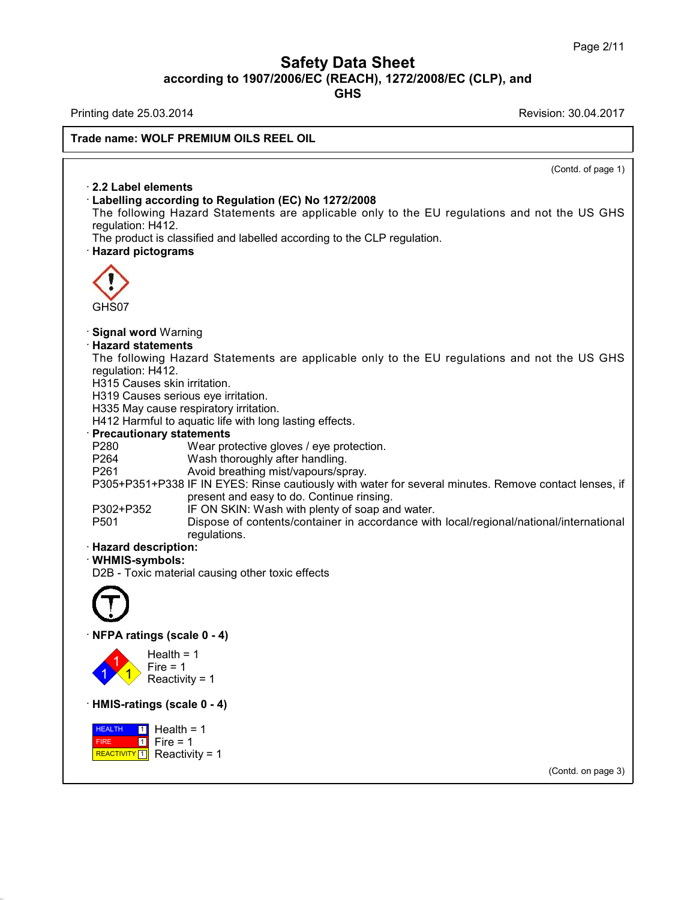**Trade name: WOLF PREMIUM OILS REEL OIL**

(Contd. of page 1)

· **2.2 Label elements**

· **Labelling according to Regulation (EC) No 1272/2008**

The following Hazard Statements are applicable only to the EU regulations and not the US GHS regulation: H412.

The product is classified and labelled according to the CLP regulation.

· **Hazard pictograms**

GHS07

· **Signal word** Warning

· **Hazard statements**

The following Hazard Statements are applicable only to the EU regulations and not the US GHS regulation: H412.

H315 Causes skin irritation.

H319 Causes serious eye irritation.

H335 May cause respiratory irritation.

H412 Harmful to aquatic life with long lasting effects.

· **Precautionary statements**

| | |
|---|---|
| P280 | Wear protective gloves / eye protection. |
| P264 | Wash thoroughly after handling. |
| P261 | Avoid breathing mist/vapours/spray. |
| P305+P351+P338 | IF IN EYES: Rinse cautiously with water for several minutes. Remove contact lenses, if present and easy to do. Continue rinsing. |
| P302+P352 | IF ON SKIN: Wash with plenty of soap and water. |
| P501 | Dispose of contents/container in accordance with local/regional/national/international regulations. |

· **Hazard description:**

· **WHMIS-symbols:**

D2B - Toxic material causing other toxic effects

· **NFPA ratings (scale 0 - 4)**

Health = 1
Fire = 1
Reactivity = 1

· **HMIS-ratings (scale 0 - 4)**

HEALTH 1 Health = 1
FIRE 1 Fire = 1
REACTIVITY 1 Reactivity = 1

(Contd. on page 3)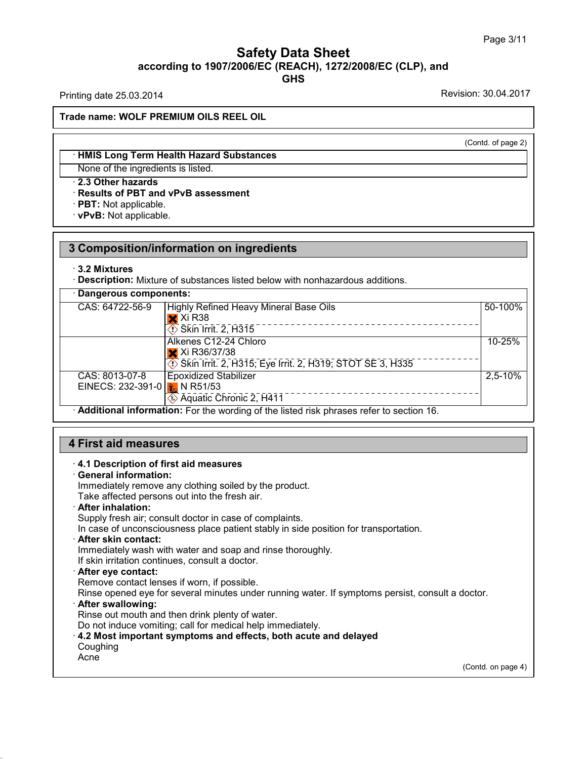(Contd. of page 2)

· **HMIS Long Term Health Hazard Substances**

None of the ingredients is listed.

· **2.3 Other hazards**

· **Results of PBT and vPvB assessment**

· **PBT:** Not applicable.

· **vPvB:** Not applicable.

## 3 Composition/information on ingredients

· **3.2 Mixtures**

· **Description:** Mixture of substances listed below with nonhazardous additions.

· **Dangerous components:**

| | | |
|---|---|---|
| CAS: 64722-56-9 | Highly Refined Heavy Mineral Base Oils<br>Xi R38<br>Skin Irrit. 2, H315 | 50-100% |
| | Alkenes C12-24 Chloro<br>Xi R36/37/38<br>Skin Irrit. 2, H315; Eye Irrit. 2, H319; STOT SE 3, H335 | 10-25% |
| CAS: 8013-07-8<br>EINECS: 232-391-0 | Epoxidized Stabilizer<br>N R51/53<br>Aquatic Chronic 2, H411 | 2,5-10% |

· **Additional information:** For the wording of the listed risk phrases refer to section 16.

## 4 First aid measures

· **4.1 Description of first aid measures**

· **General information:**

Immediately remove any clothing soiled by the product.

Take affected persons out into the fresh air.

· **After inhalation:**

Supply fresh air; consult doctor in case of complaints.

In case of unconsciousness place patient stably in side position for transportation.

· **After skin contact:**

Immediately wash with water and soap and rinse thoroughly.

If skin irritation continues, consult a doctor.

· **After eye contact:**

Remove contact lenses if worn, if possible.

Rinse opened eye for several minutes under running water. If symptoms persist, consult a doctor.

· **After swallowing:**

Rinse out mouth and then drink plenty of water.

Do not induce vomiting; call for medical help immediately.

· **4.2 Most important symptoms and effects, both acute and delayed**

Coughing

Acne

(Contd. on page 4)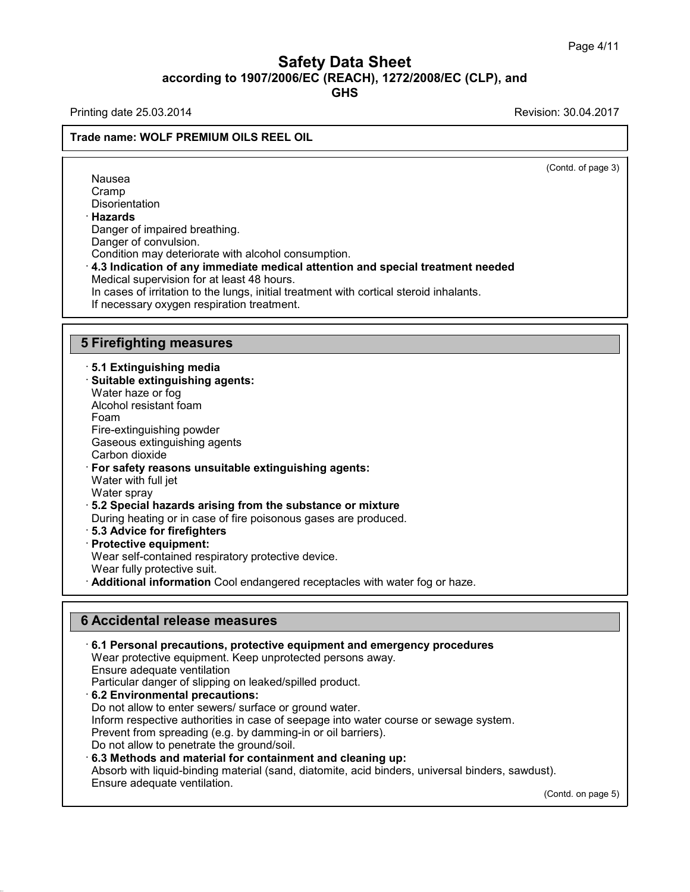(Contd. of page 3)

Nausea
Cramp
Disorientation

· **Hazards**
Danger of impaired breathing.
Danger of convulsion.
Condition may deteriorate with alcohol consumption.

· **4.3 Indication of any immediate medical attention and special treatment needed**
Medical supervision for at least 48 hours.
In cases of irritation to the lungs, initial treatment with cortical steroid inhalants.
If necessary oxygen respiration treatment.

## 5 Firefighting measures

· **5.1 Extinguishing media**
· **Suitable extinguishing agents:**
Water haze or fog
Alcohol resistant foam
Foam
Fire-extinguishing powder
Gaseous extinguishing agents
Carbon dioxide

· **For safety reasons unsuitable extinguishing agents:**
Water with full jet
Water spray

· **5.2 Special hazards arising from the substance or mixture**
During heating or in case of fire poisonous gases are produced.

· **5.3 Advice for firefighters**
· **Protective equipment:**
Wear self-contained respiratory protective device.
Wear fully protective suit.

· **Additional information** Cool endangered receptacles with water fog or haze.

## 6 Accidental release measures

· **6.1 Personal precautions, protective equipment and emergency procedures**
Wear protective equipment. Keep unprotected persons away.
Ensure adequate ventilation
Particular danger of slipping on leaked/spilled product.

· **6.2 Environmental precautions:**
Do not allow to enter sewers/ surface or ground water.
Inform respective authorities in case of seepage into water course or sewage system.
Prevent from spreading (e.g. by damming-in or oil barriers).
Do not allow to penetrate the ground/soil.

· **6.3 Methods and material for containment and cleaning up:**
Absorb with liquid-binding material (sand, diatomite, acid binders, universal binders, sawdust).
Ensure adequate ventilation.

(Contd. on page 5)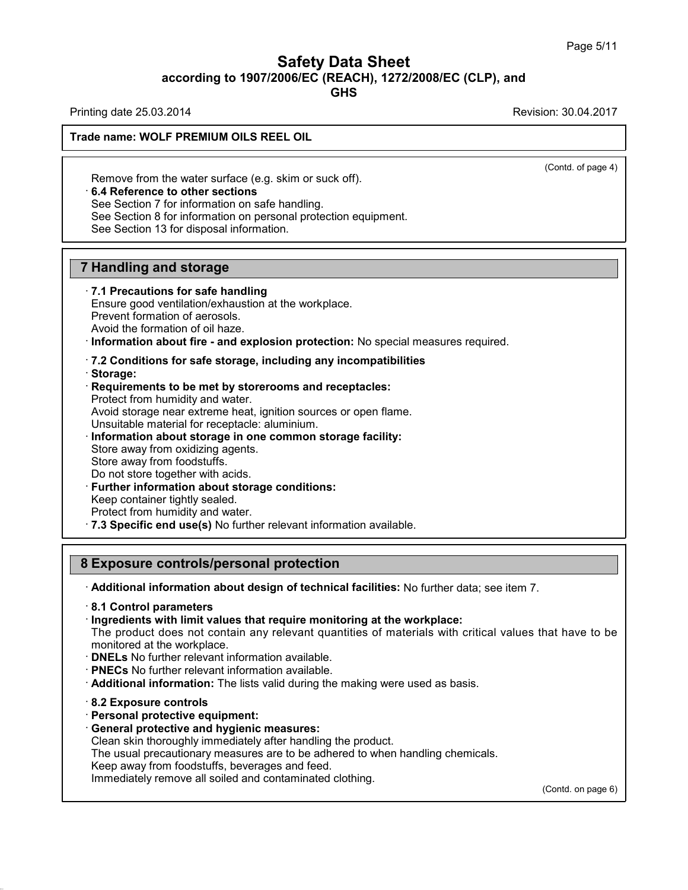(Contd. of page 4)

Remove from the water surface (e.g. skim or suck off).

· **6.4 Reference to other sections**
See Section 7 for information on safe handling.
See Section 8 for information on personal protection equipment.
See Section 13 for disposal information.

## 7 Handling and storage

· **7.1 Precautions for safe handling**
Ensure good ventilation/exhaustion at the workplace.
Prevent formation of aerosols.
Avoid the formation of oil haze.

· **Information about fire - and explosion protection:** No special measures required.

· **7.2 Conditions for safe storage, including any incompatibilities**

· **Storage:**

· **Requirements to be met by storerooms and receptacles:**
Protect from humidity and water.
Avoid storage near extreme heat, ignition sources or open flame.
Unsuitable material for receptacle: aluminium.

· **Information about storage in one common storage facility:**
Store away from oxidizing agents.
Store away from foodstuffs.
Do not store together with acids.

· **Further information about storage conditions:**
Keep container tightly sealed.
Protect from humidity and water.

· **7.3 Specific end use(s)** No further relevant information available.

## 8 Exposure controls/personal protection

· **Additional information about design of technical facilities:** No further data; see item 7.

· **8.1 Control parameters**

· **Ingredients with limit values that require monitoring at the workplace:**
The product does not contain any relevant quantities of materials with critical values that have to be monitored at the workplace.

· **DNELs** No further relevant information available.

· **PNECs** No further relevant information available.

· **Additional information:** The lists valid during the making were used as basis.

· **8.2 Exposure controls**

· **Personal protective equipment:**

· **General protective and hygienic measures:**
Clean skin thoroughly immediately after handling the product.
The usual precautionary measures are to be adhered to when handling chemicals.
Keep away from foodstuffs, beverages and feed.
Immediately remove all soiled and contaminated clothing.

(Contd. on page 6)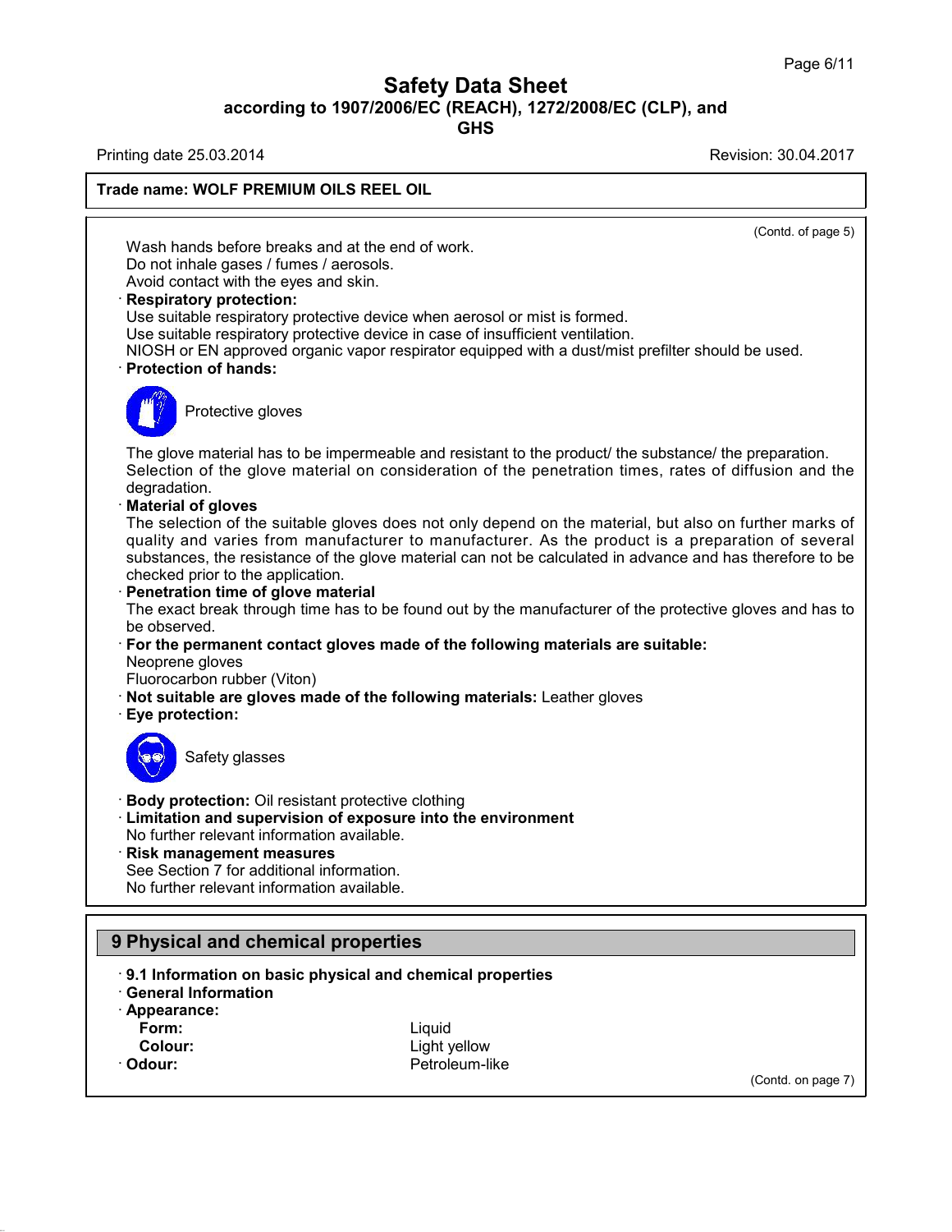(Contd. of page 5)

Wash hands before breaks and at the end of work.
Do not inhale gases / fumes / aerosols.
Avoid contact with the eyes and skin.

· **Respiratory protection:**
Use suitable respiratory protective device when aerosol or mist is formed.
Use suitable respiratory protective device in case of insufficient ventilation.
NIOSH or EN approved organic vapor respirator equipped with a dust/mist prefilter should be used.

· **Protection of hands:**

Protective gloves

The glove material has to be impermeable and resistant to the product/ the substance/ the preparation.
Selection of the glove material on consideration of the penetration times, rates of diffusion and the degradation.

· **Material of gloves**
The selection of the suitable gloves does not only depend on the material, but also on further marks of quality and varies from manufacturer to manufacturer. As the product is a preparation of several substances, the resistance of the glove material can not be calculated in advance and has therefore to be checked prior to the application.

· **Penetration time of glove material**
The exact break through time has to be found out by the manufacturer of the protective gloves and has to be observed.

· **For the permanent contact gloves made of the following materials are suitable:**
Neoprene gloves
Fluorocarbon rubber (Viton)

· **Not suitable are gloves made of the following materials:** Leather gloves

· **Eye protection:**

Safety glasses

· **Body protection:** Oil resistant protective clothing

· **Limitation and supervision of exposure into the environment**
No further relevant information available.

· **Risk management measures**
See Section 7 for additional information.
No further relevant information available.

## 9 Physical and chemical properties

· **9.1 Information on basic physical and chemical properties**

· **General Information**

· **Appearance:**

| | |
|---|---|
| **Form:** | Liquid |
| **Colour:** | Light yellow |
| · **Odour:** | Petroleum-like |

(Contd. on page 7)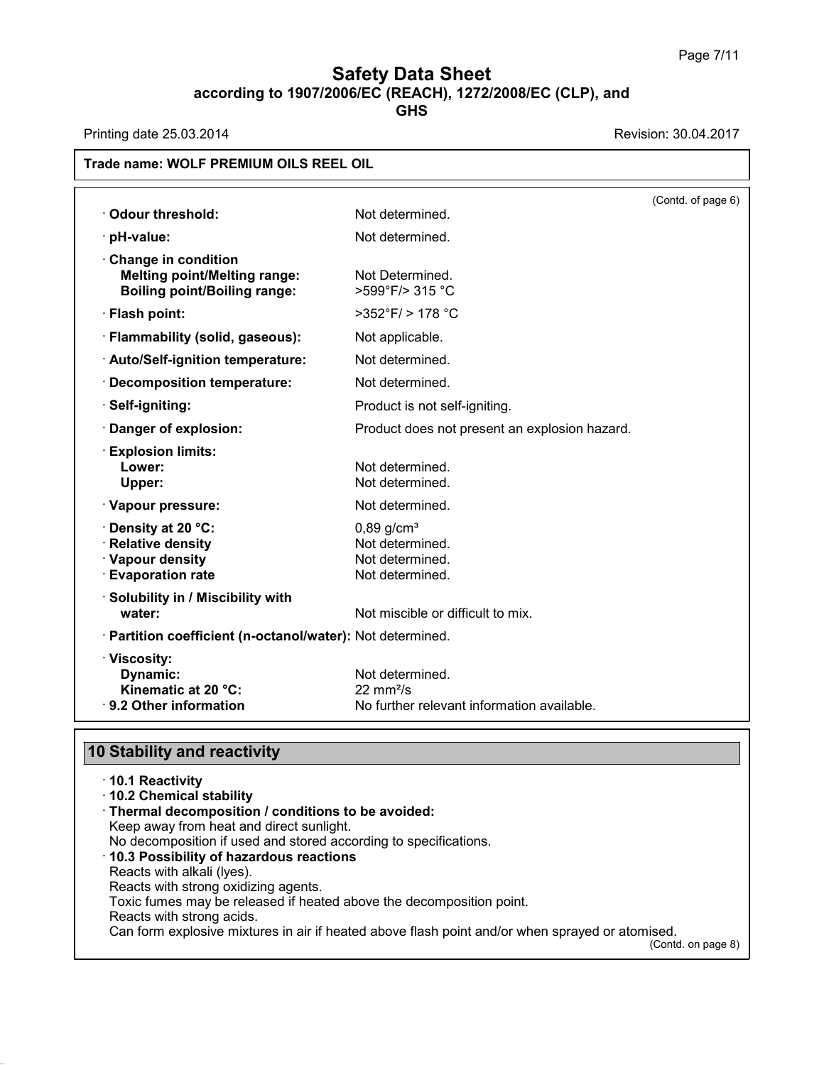**Trade name: WOLF PREMIUM OILS REEL OIL**

(Contd. of page 6)

| | |
|---|---|
| · **Odour threshold:** | Not determined. |
| · **pH-value:** | Not determined. |
| · **Change in condition** | |
| **Melting point/Melting range:** | Not Determined. |
| **Boiling point/Boiling range:** | >599°F/> 315 °C |
| · **Flash point:** | >352°F/ > 178 °C |
| · **Flammability (solid, gaseous):** | Not applicable. |
| · **Auto/Self-ignition temperature:** | Not determined. |
| · **Decomposition temperature:** | Not determined. |
| · **Self-igniting:** | Product is not self-igniting. |
| · **Danger of explosion:** | Product does not present an explosion hazard. |
| · **Explosion limits:** | |
| **Lower:** | Not determined. |
| **Upper:** | Not determined. |
| · **Vapour pressure:** | Not determined. |
| · **Density at 20 °C:** | 0,89 g/cm³ |
| · **Relative density** | Not determined. |
| · **Vapour density** | Not determined. |
| · **Evaporation rate** | Not determined. |
| · **Solubility in / Miscibility with water:** | Not miscible or difficult to mix. |
| · **Partition coefficient (n-octanol/water):** | Not determined. |
| · **Viscosity:** | |
| **Dynamic:** | Not determined. |
| **Kinematic at 20 °C:** | 22 mm²/s |
| · **9.2 Other information** | No further relevant information available. |

## 10 Stability and reactivity

· **10.1 Reactivity**

· **10.2 Chemical stability**

· **Thermal decomposition / conditions to be avoided:**
Keep away from heat and direct sunlight.
No decomposition if used and stored according to specifications.

· **10.3 Possibility of hazardous reactions**
Reacts with alkali (lyes).
Reacts with strong oxidizing agents.
Toxic fumes may be released if heated above the decomposition point.
Reacts with strong acids.
Can form explosive mixtures in air if heated above flash point and/or when sprayed or atomised.

(Contd. on page 8)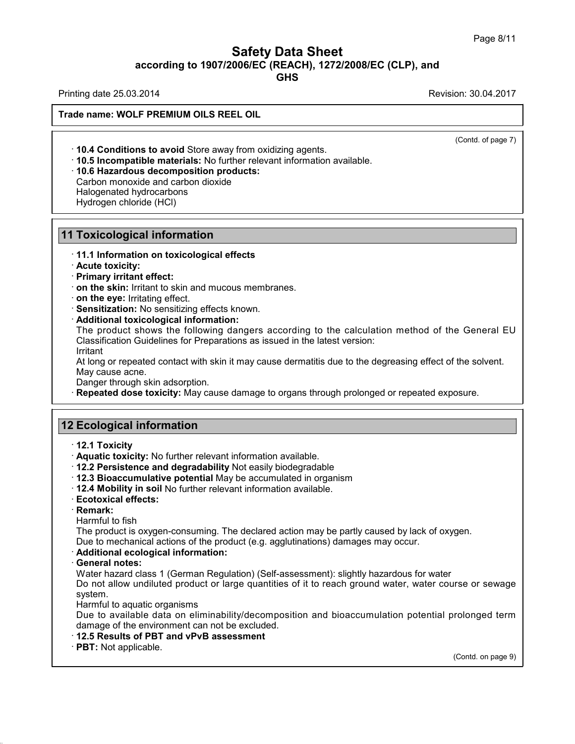(Contd. of page 7)

- **10.4 Conditions to avoid** Store away from oxidizing agents.
- **10.5 Incompatible materials:** No further relevant information available.
- **10.6 Hazardous decomposition products:**
  Carbon monoxide and carbon dioxide
  Halogenated hydrocarbons
  Hydrogen chloride (HCl)

## 11 Toxicological information

- **11.1 Information on toxicological effects**
- **Acute toxicity:**
- **Primary irritant effect:**
- **on the skin:** Irritant to skin and mucous membranes.
- **on the eye:** Irritating effect.
- **Sensitization:** No sensitizing effects known.
- **Additional toxicological information:**
  The product shows the following dangers according to the calculation method of the General EU Classification Guidelines for Preparations as issued in the latest version:
  Irritant
  At long or repeated contact with skin it may cause dermatitis due to the degreasing effect of the solvent.
  May cause acne.
  Danger through skin adsorption.
- **Repeated dose toxicity:** May cause damage to organs through prolonged or repeated exposure.

## 12 Ecological information

- **12.1 Toxicity**
- **Aquatic toxicity:** No further relevant information available.
- **12.2 Persistence and degradability** Not easily biodegradable
- **12.3 Bioaccumulative potential** May be accumulated in organism
- **12.4 Mobility in soil** No further relevant information available.
- **Ecotoxical effects:**
- **Remark:**
  Harmful to fish
  The product is oxygen-consuming. The declared action may be partly caused by lack of oxygen.
  Due to mechanical actions of the product (e.g. agglutinations) damages may occur.
- **Additional ecological information:**
- **General notes:**
  Water hazard class 1 (German Regulation) (Self-assessment): slightly hazardous for water
  Do not allow undiluted product or large quantities of it to reach ground water, water course or sewage system.
  Harmful to aquatic organisms
  Due to available data on eliminability/decomposition and bioaccumulation potential prolonged term damage of the environment can not be excluded.
- **12.5 Results of PBT and vPvB assessment**
- **PBT:** Not applicable.

(Contd. on page 9)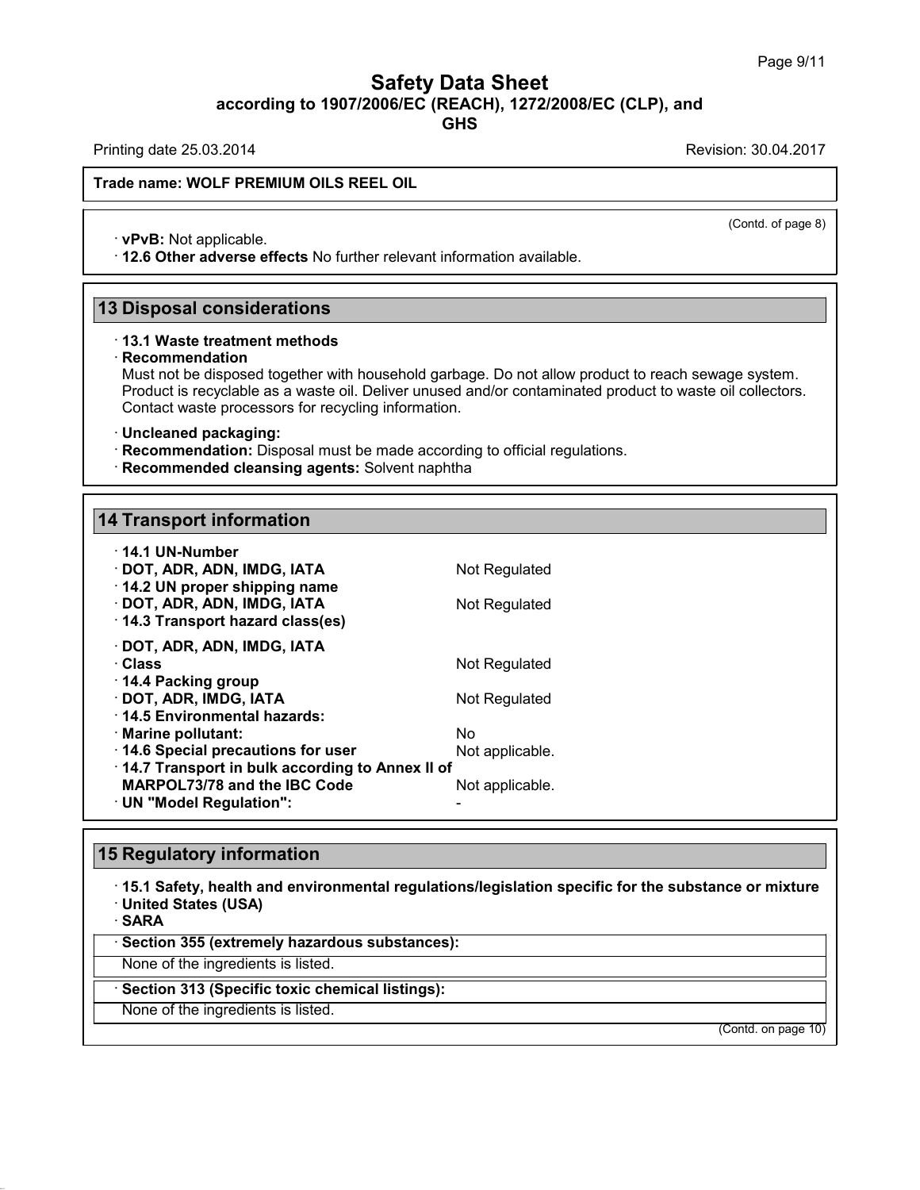(Contd. of page 8)

· **vPvB:** Not applicable.
· **12.6 Other adverse effects** No further relevant information available.

## 13 Disposal considerations

· **13.1 Waste treatment methods**
· **Recommendation**
Must not be disposed together with household garbage. Do not allow product to reach sewage system. Product is recyclable as a waste oil. Deliver unused and/or contaminated product to waste oil collectors. Contact waste processors for recycling information.

· **Uncleaned packaging:**
· **Recommendation:** Disposal must be made according to official regulations.
· **Recommended cleansing agents:** Solvent naphtha

## 14 Transport information

| | |
|---|---|
| · **14.1 UN-Number** | |
| · **DOT, ADR, ADN, IMDG, IATA** | Not Regulated |
| · **14.2 UN proper shipping name** | |
| · **DOT, ADR, ADN, IMDG, IATA** | Not Regulated |
| · **14.3 Transport hazard class(es)** | |
| · **DOT, ADR, ADN, IMDG, IATA** | |
| · **Class** | Not Regulated |
| · **14.4 Packing group** | |
| · **DOT, ADR, IMDG, IATA** | Not Regulated |
| · **14.5 Environmental hazards:** | |
| · **Marine pollutant:** | No |
| · **14.6 Special precautions for user** | Not applicable. |
| · **14.7 Transport in bulk according to Annex II of MARPOL73/78 and the IBC Code** | Not applicable. |
| · **UN "Model Regulation":** | - |

## 15 Regulatory information

· **15.1 Safety, health and environmental regulations/legislation specific for the substance or mixture**
· **United States (USA)**
· **SARA**

| · **Section 355 (extremely hazardous substances):** |
|---|
| None of the ingredients is listed. |

| · **Section 313 (Specific toxic chemical listings):** |
|---|
| None of the ingredients is listed. |

(Contd. on page 10)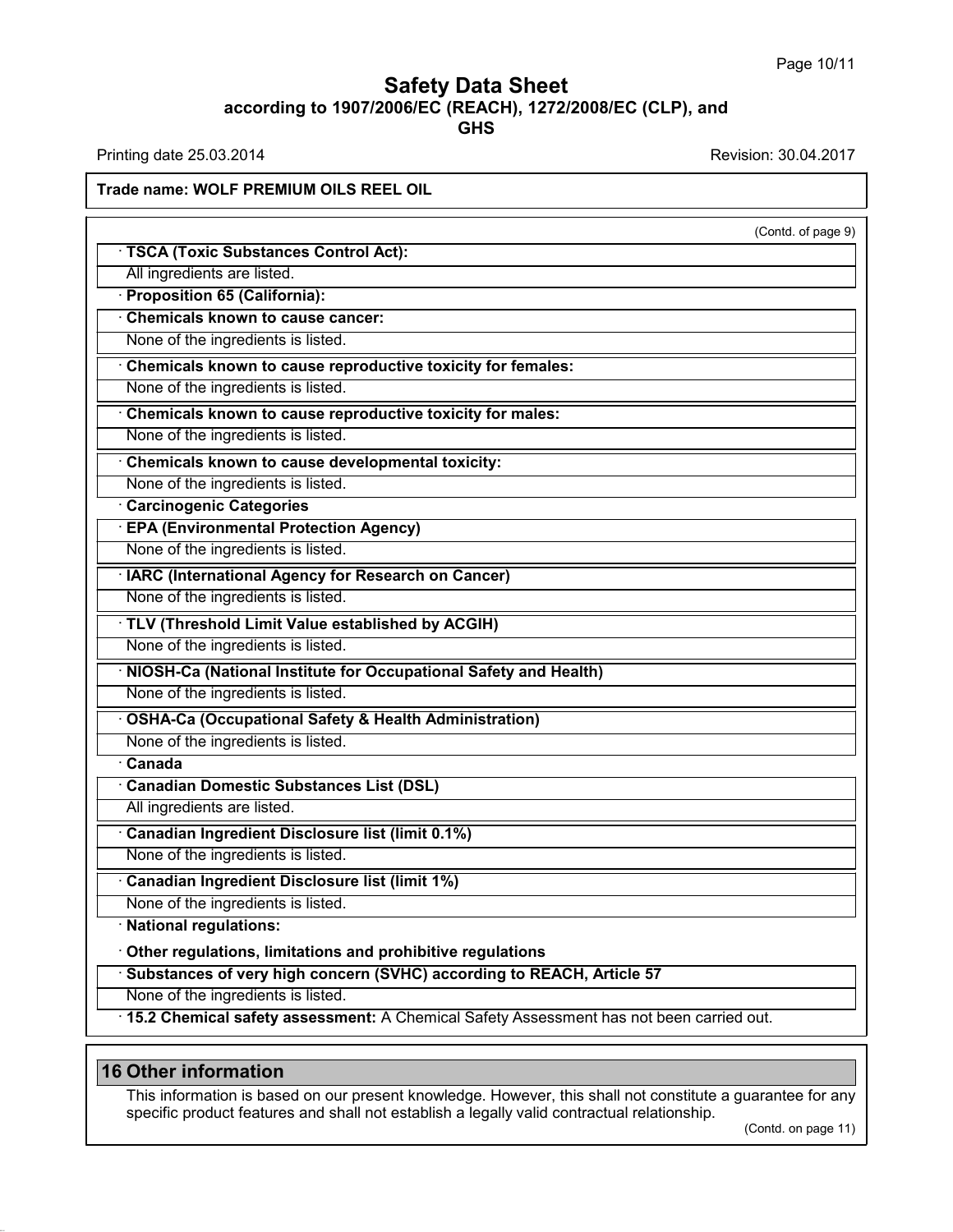## Safety Data Sheet
### according to 1907/2006/EC (REACH), 1272/2008/EC (CLP), and GHS

Printing date 25.03.2014 Revision: 30.04.2017

**Trade name: WOLF PREMIUM OILS REEL OIL**

(Contd. of page 9)

· **TSCA (Toxic Substances Control Act):**
All ingredients are listed.

· **Proposition 65 (California):**

· **Chemicals known to cause cancer:**
None of the ingredients is listed.

· **Chemicals known to cause reproductive toxicity for females:**
None of the ingredients is listed.

· **Chemicals known to cause reproductive toxicity for males:**
None of the ingredients is listed.

· **Chemicals known to cause developmental toxicity:**
None of the ingredients is listed.

· **Carcinogenic Categories**

· **EPA (Environmental Protection Agency)**
None of the ingredients is listed.

· **IARC (International Agency for Research on Cancer)**
None of the ingredients is listed.

· **TLV (Threshold Limit Value established by ACGIH)**
None of the ingredients is listed.

· **NIOSH-Ca (National Institute for Occupational Safety and Health)**
None of the ingredients is listed.

· **OSHA-Ca (Occupational Safety & Health Administration)**
None of the ingredients is listed.

· **Canada**

· **Canadian Domestic Substances List (DSL)**
All ingredients are listed.

· **Canadian Ingredient Disclosure list (limit 0.1%)**
None of the ingredients is listed.

· **Canadian Ingredient Disclosure list (limit 1%)**
None of the ingredients is listed.

· **National regulations:**

· **Other regulations, limitations and prohibitive regulations**

· **Substances of very high concern (SVHC) according to REACH, Article 57**
None of the ingredients is listed.

· **15.2 Chemical safety assessment:** A Chemical Safety Assessment has not been carried out.

## 16 Other information

This information is based on our present knowledge. However, this shall not constitute a guarantee for any specific product features and shall not establish a legally valid contractual relationship.

(Contd. on page 11)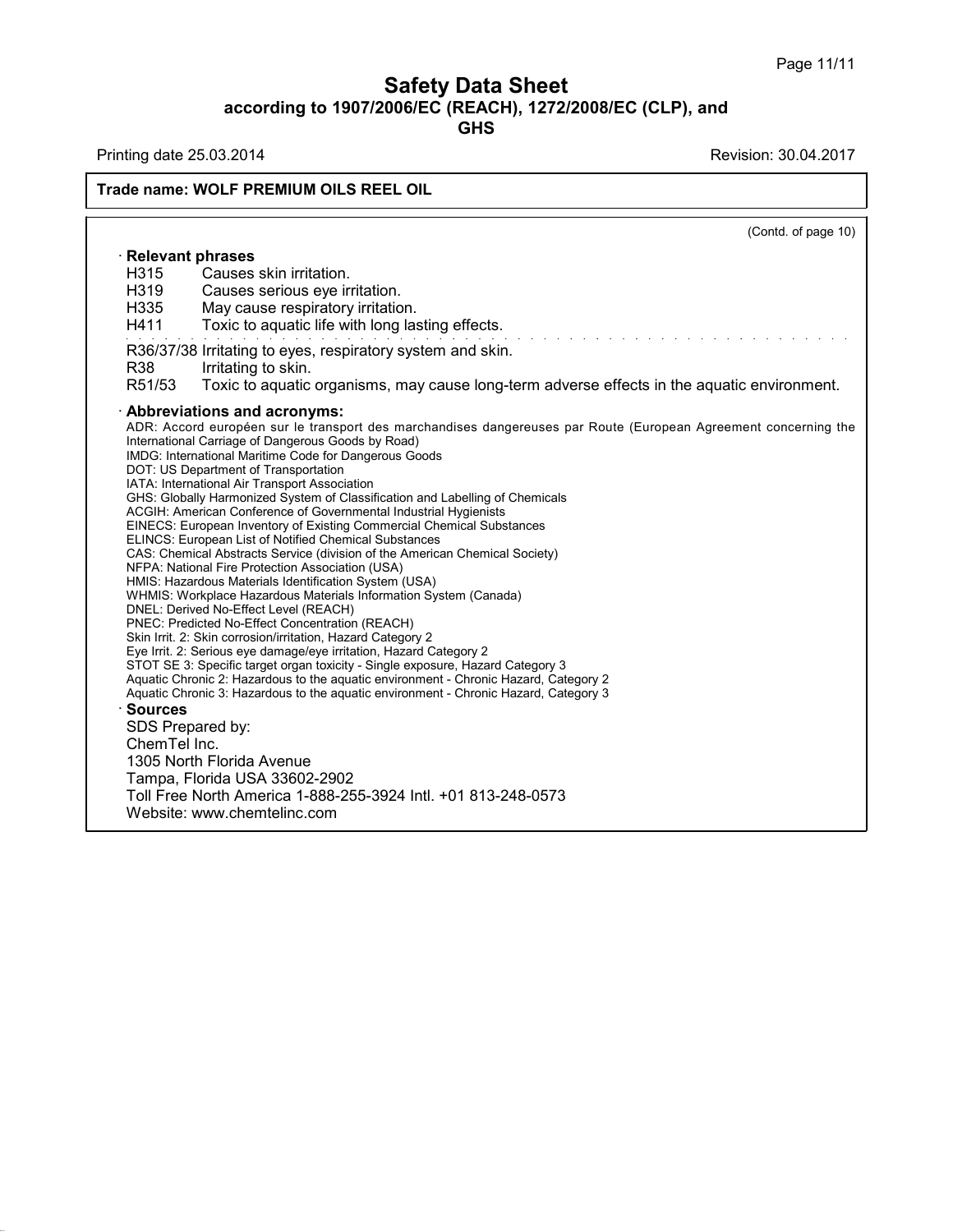(Contd. of page 10)

· **Relevant phrases**

H315 Causes skin irritation.
H319 Causes serious eye irritation.
H335 May cause respiratory irritation.
H411 Toxic to aquatic life with long lasting effects.

R36/37/38 Irritating to eyes, respiratory system and skin.
R38 Irritating to skin.
R51/53 Toxic to aquatic organisms, may cause long-term adverse effects in the aquatic environment.

· **Abbreviations and acronyms:**

ADR: Accord européen sur le transport des marchandises dangereuses par Route (European Agreement concerning the International Carriage of Dangerous Goods by Road)
IMDG: International Maritime Code for Dangerous Goods
DOT: US Department of Transportation
IATA: International Air Transport Association
GHS: Globally Harmonized System of Classification and Labelling of Chemicals
ACGIH: American Conference of Governmental Industrial Hygienists
EINECS: European Inventory of Existing Commercial Chemical Substances
ELINCS: European List of Notified Chemical Substances
CAS: Chemical Abstracts Service (division of the American Chemical Society)
NFPA: National Fire Protection Association (USA)
HMIS: Hazardous Materials Identification System (USA)
WHMIS: Workplace Hazardous Materials Information System (Canada)
DNEL: Derived No-Effect Level (REACH)
PNEC: Predicted No-Effect Concentration (REACH)
Skin Irrit. 2: Skin corrosion/irritation, Hazard Category 2
Eye Irrit. 2: Serious eye damage/eye irritation, Hazard Category 2
STOT SE 3: Specific target organ toxicity - Single exposure, Hazard Category 3
Aquatic Chronic 2: Hazardous to the aquatic environment - Chronic Hazard, Category 2
Aquatic Chronic 3: Hazardous to the aquatic environment - Chronic Hazard, Category 3

· **Sources**

SDS Prepared by:
ChemTel Inc.
1305 North Florida Avenue
Tampa, Florida USA 33602-2902
Toll Free North America 1-888-255-3924 Intl. +01 813-248-0573
Website: www.chemtelinc.com